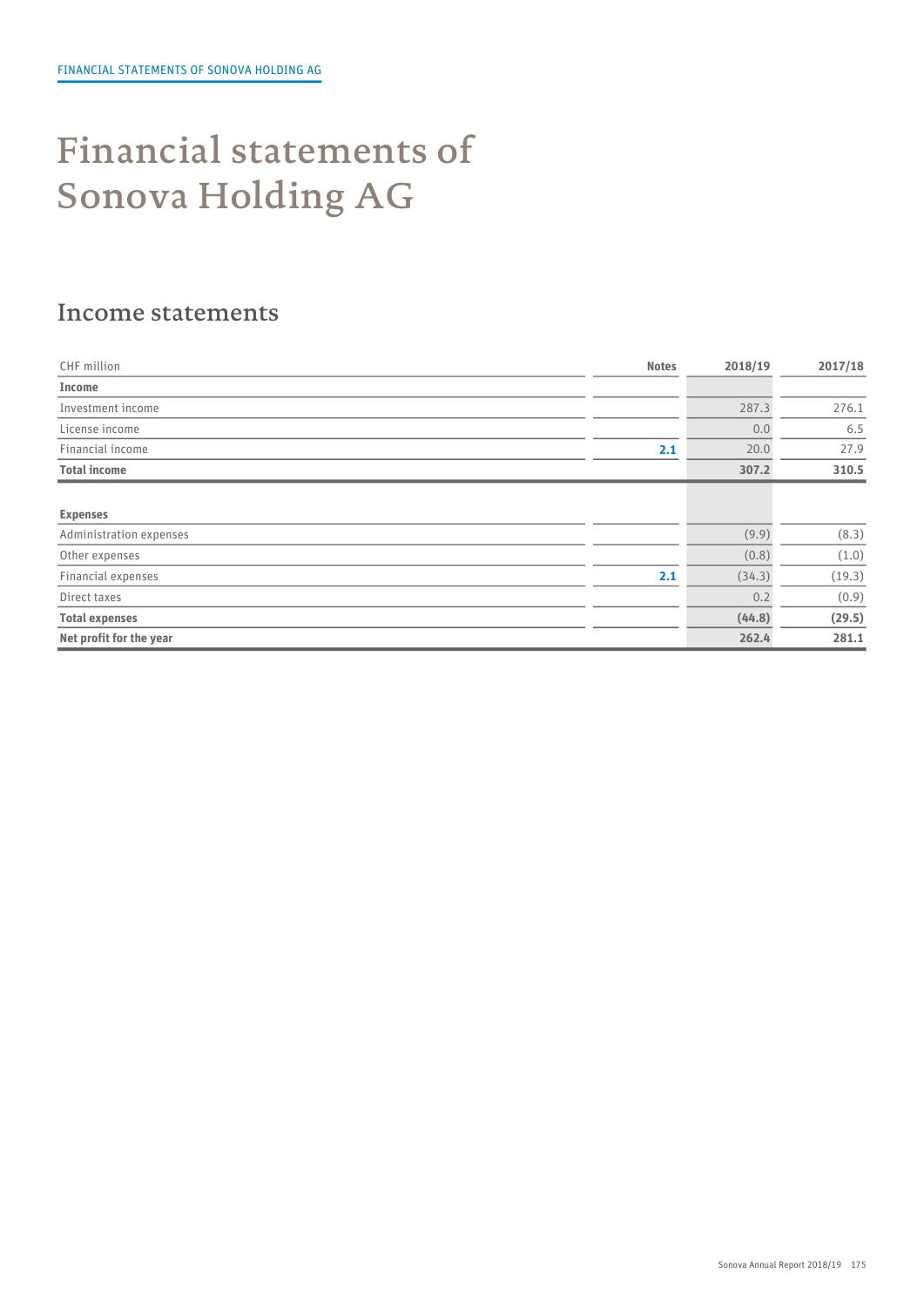# Financial statements of Sonova Holding AG

## Income statements

| CHF million | Notes | 2018/19 | 2017/18 |
|---|---|---|---|
| **Income** | | | |
| Investment income | | 287.3 | 276.1 |
| License income | | 0.0 | 6.5 |
| Financial income | 2.1 | 20.0 | 27.9 |
| **Total income** | | **307.2** | **310.5** |
| | | | |
| **Expenses** | | | |
| Administration expenses | | (9.9) | (8.3) |
| Other expenses | | (0.8) | (1.0) |
| Financial expenses | 2.1 | (34.3) | (19.3) |
| Direct taxes | | 0.2 | (0.9) |
| **Total expenses** | | **(44.8)** | **(29.5)** |
| **Net profit for the year** | | **262.4** | **281.1** |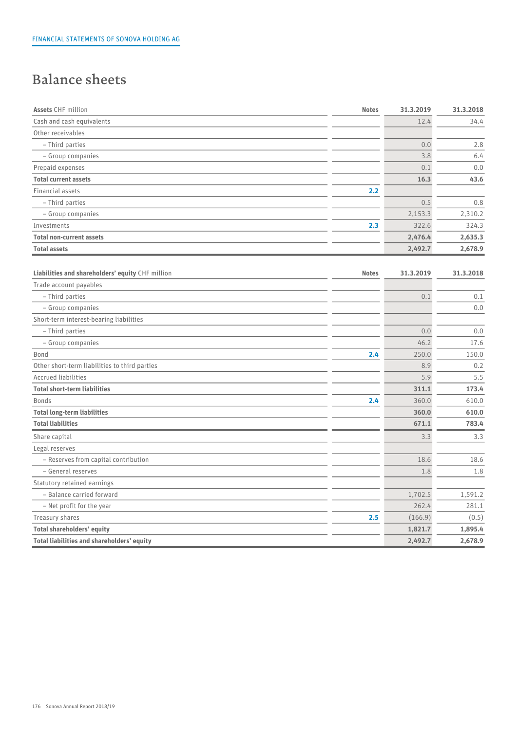# Balance sheets

| **Assets** CHF million | Notes | 31.3.2019 | 31.3.2018 |
|---|---|---|---|
| Cash and cash equivalents | | 12.4 | 34.4 |
| Other receivables | | | |
| – Third parties | | 0.0 | 2.8 |
| – Group companies | | 3.8 | 6.4 |
| Prepaid expenses | | 0.1 | 0.0 |
| **Total current assets** | | **16.3** | **43.6** |
| Financial assets | 2.2 | | |
| – Third parties | | 0.5 | 0.8 |
| – Group companies | | 2,153.3 | 2,310.2 |
| Investments | 2.3 | 322.6 | 324.3 |
| **Total non-current assets** | | **2,476.4** | **2,635.3** |
| **Total assets** | | **2,492.7** | **2,678.9** |

| **Liabilities and shareholders' equity** CHF million | Notes | 31.3.2019 | 31.3.2018 |
|---|---|---|---|
| Trade account payables | | | |
| – Third parties | | 0.1 | 0.1 |
| – Group companies | | | 0.0 |
| Short-term interest-bearing liabilities | | | |
| – Third parties | | 0.0 | 0.0 |
| – Group companies | | 46.2 | 17.6 |
| Bond | 2.4 | 250.0 | 150.0 |
| Other short-term liabilities to third parties | | 8.9 | 0.2 |
| Accrued liabilities | | 5.9 | 5.5 |
| **Total short-term liabilities** | | **311.1** | **173.4** |
| Bonds | 2.4 | 360.0 | 610.0 |
| **Total long-term liabilities** | | **360.0** | **610.0** |
| **Total liabilities** | | **671.1** | **783.4** |
| Share capital | | 3.3 | 3.3 |
| Legal reserves | | | |
| – Reserves from capital contribution | | 18.6 | 18.6 |
| – General reserves | | 1.8 | 1.8 |
| Statutory retained earnings | | | |
| – Balance carried forward | | 1,702.5 | 1,591.2 |
| – Net profit for the year | | 262.4 | 281.1 |
| Treasury shares | 2.5 | (166.9) | (0.5) |
| **Total shareholders' equity** | | **1,821.7** | **1,895.4** |
| **Total liabilities and shareholders' equity** | | **2,492.7** | **2,678.9** |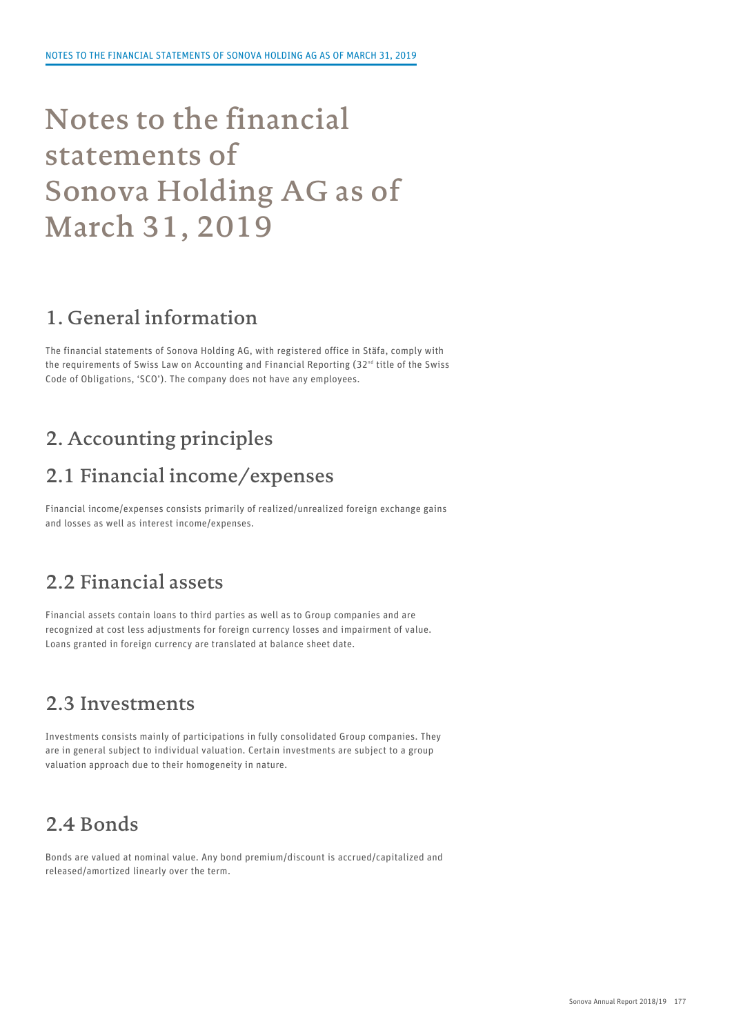# Notes to the financial statements of Sonova Holding AG as of March 31, 2019

## 1. General information

The financial statements of Sonova Holding AG, with registered office in Stäfa, comply with the requirements of Swiss Law on Accounting and Financial Reporting (32nd title of the Swiss Code of Obligations, 'SCO'). The company does not have any employees.

## 2. Accounting principles

### 2.1 Financial income/expenses

Financial income/expenses consists primarily of realized/unrealized foreign exchange gains and losses as well as interest income/expenses.

### 2.2 Financial assets

Financial assets contain loans to third parties as well as to Group companies and are recognized at cost less adjustments for foreign currency losses and impairment of value. Loans granted in foreign currency are translated at balance sheet date.

### 2.3 Investments

Investments consists mainly of participations in fully consolidated Group companies. They are in general subject to individual valuation. Certain investments are subject to a group valuation approach due to their homogeneity in nature.

### 2.4 Bonds

Bonds are valued at nominal value. Any bond premium/discount is accrued/capitalized and released/amortized linearly over the term.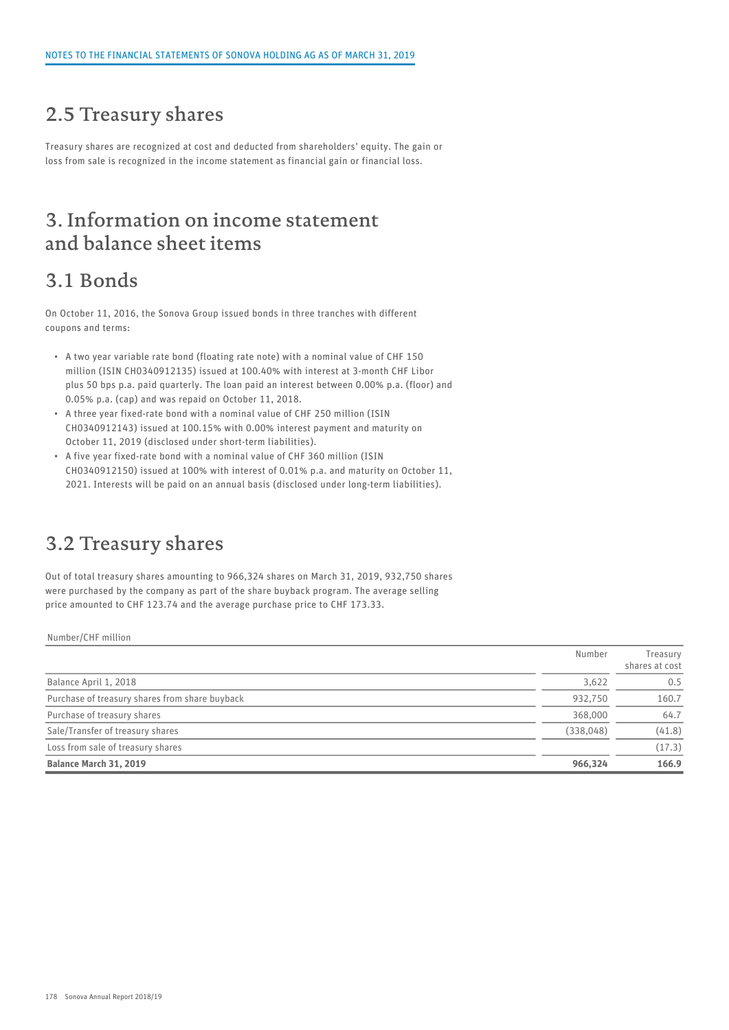## 2.5 Treasury shares

Treasury shares are recognized at cost and deducted from shareholders' equity. The gain or loss from sale is recognized in the income statement as financial gain or financial loss.

# 3. Information on income statement and balance sheet items

## 3.1 Bonds

On October 11, 2016, the Sonova Group issued bonds in three tranches with different coupons and terms:

- A two year variable rate bond (floating rate note) with a nominal value of CHF 150 million (ISIN CH0340912135) issued at 100.40% with interest at 3-month CHF Libor plus 50 bps p.a. paid quarterly. The loan paid an interest between 0.00% p.a. (floor) and 0.05% p.a. (cap) and was repaid on October 11, 2018.
- A three year fixed-rate bond with a nominal value of CHF 250 million (ISIN CH0340912143) issued at 100.15% with 0.00% interest payment and maturity on October 11, 2019 (disclosed under short-term liabilities).
- A five year fixed-rate bond with a nominal value of CHF 360 million (ISIN CH0340912150) issued at 100% with interest of 0.01% p.a. and maturity on October 11, 2021. Interests will be paid on an annual basis (disclosed under long-term liabilities).

## 3.2 Treasury shares

Out of total treasury shares amounting to 966,324 shares on March 31, 2019, 932,750 shares were purchased by the company as part of the share buyback program. The average selling price amounted to CHF 123.74 and the average purchase price to CHF 173.33.

Number/CHF million

| | Number | Treasury shares at cost |
|---|---|---|
| Balance April 1, 2018 | 3,622 | 0.5 |
| Purchase of treasury shares from share buyback | 932,750 | 160.7 |
| Purchase of treasury shares | 368,000 | 64.7 |
| Sale/Transfer of treasury shares | (338,048) | (41.8) |
| Loss from sale of treasury shares | | (17.3) |
| **Balance March 31, 2019** | **966,324** | **166.9** |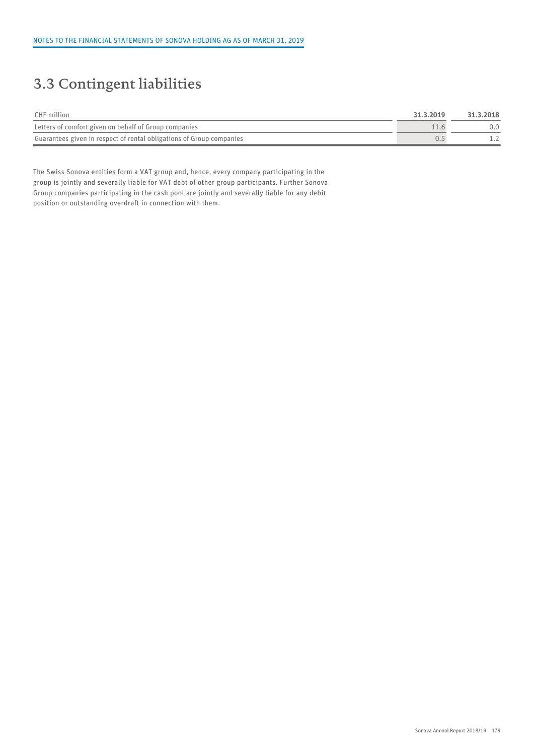# 3.3 Contingent liabilities

| CHF million | 31.3.2019 | 31.3.2018 |
|---|---|---|
| Letters of comfort given on behalf of Group companies | 11.6 | 0.0 |
| Guarantees given in respect of rental obligations of Group companies | 0.5 | 1.2 |

The Swiss Sonova entities form a VAT group and, hence, every company participating in the group is jointly and severally liable for VAT debt of other group participants. Further Sonova Group companies participating in the cash pool are jointly and severally liable for any debit position or outstanding overdraft in connection with them.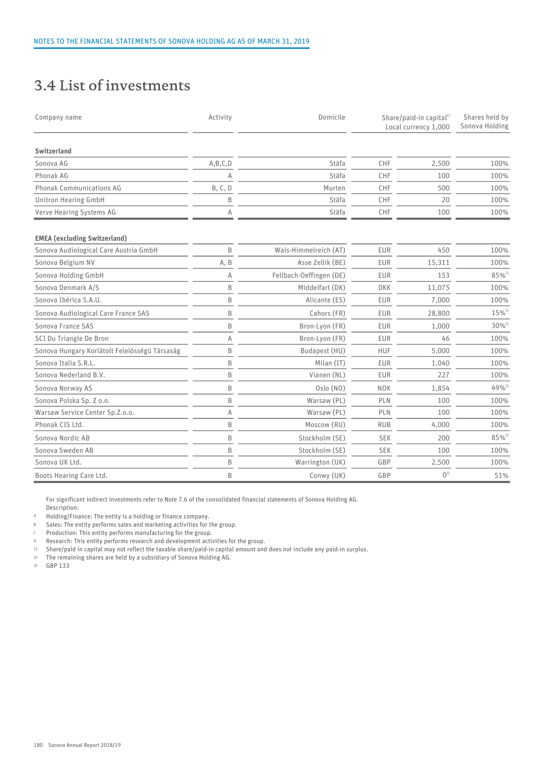## 3.4 List of investments

| Company name | Activity | Domicile | Share/paid-in capital[1) Local currency 1,000 | | Shares held by Sonova Holding |
|---|---|---|---|---|---|
| **Switzerland** | | | | | |
| Sonova AG | A,B,C,D | Stäfa | CHF | 2,500 | 100% |
| Phonak AG | A | Stäfa | CHF | 100 | 100% |
| Phonak Communications AG | B, C, D | Murten | CHF | 500 | 100% |
| Unitron Hearing GmbH | B | Stäfa | CHF | 20 | 100% |
| Verve Hearing Systems AG | A | Stäfa | CHF | 100 | 100% |
| **EMEA (excluding Switzerland)** | | | | | |
| Sonova Audiological Care Austria GmbH | B | Wals-Himmelreich (AT) | EUR | 450 | 100% |
| Sonova Belgium NV | A, B | Asse Zellik (BE) | EUR | 15,311 | 100% |
| Sonova Holding GmbH | A | Fellbach-Oeffingen (DE) | EUR | 153 | 85%[2)] |
| Sonova Denmark A/S | B | Middelfart (DK) | DKK | 11,075 | 100% |
| Sonova Ibérica S.A.U. | B | Alicante (ES) | EUR | 7,000 | 100% |
| Sonova Audiological Care France SAS | B | Cahors (FR) | EUR | 28,800 | 15%[2)] |
| Sonova France SAS | B | Bron-Lyon (FR) | EUR | 1,000 | 30%[2)] |
| SCI Du Triangle De Bron | A | Bron-Lyon (FR) | EUR | 46 | 100% |
| Sonova Hungary Korlátolt Felelősségü Társaság | B | Budapest (HU) | HUF | 5,000 | 100% |
| Sonova Italia S.R.L. | B | Milan (IT) | EUR | 1,040 | 100% |
| Sonova Nederland B.V. | B | Vianen (NL) | EUR | 227 | 100% |
| Sonova Norway AS | B | Oslo (NO) | NOK | 1,854 | 49%[2)] |
| Sonova Polska Sp. Z o.o. | B | Warsaw (PL) | PLN | 100 | 100% |
| Warsaw Service Center Sp.Z.o.o. | A | Warsaw (PL) | PLN | 100 | 100% |
| Phonak CIS Ltd. | B | Moscow (RU) | RUB | 4,000 | 100% |
| Sonova Nordic AB | B | Stockholm (SE) | SEK | 200 | 85%[2)] |
| Sonova Sweden AB | B | Stockholm (SE) | SEK | 100 | 100% |
| Sonova UK Ltd. | B | Warrington (UK) | GBP | 2,500 | 100% |
| Boots Hearing Care Ltd. | B | Conwy (UK) | GBP | 0[3)] | 51% |

For significant indirect investments refer to Note 7.6 of the consolidated financial statements of Sonova Holding AG.

Description:

A Holding/Finance: The entity is a holding or finance company.
B Sales: The entity performs sales and marketing activities for the group.
C Production: This entity performs manufacturing for the group.
D Research: This entity performs research and development activities for the group.
1) Share/paid in capital may not reflect the taxable share/paid-in capital amount and does not include any paid-in surplus.
2) The remaining shares are held by a subsidiary of Sonova Holding AG.
3) GBP 133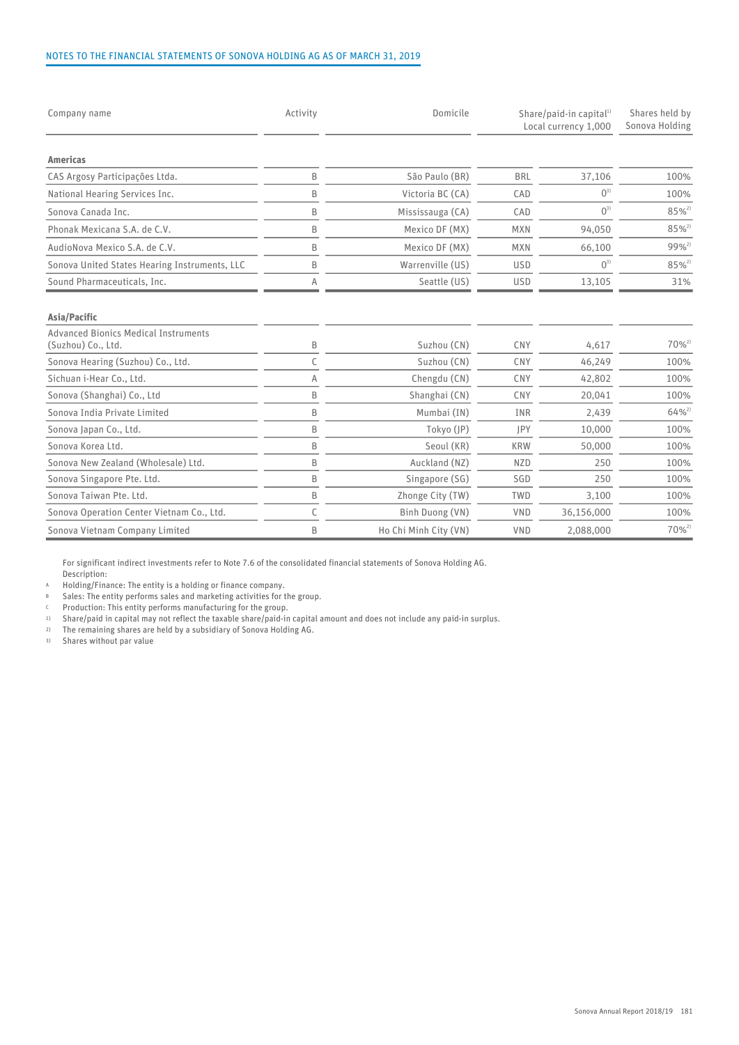| Company name | Activity | Domicile | Share/paid-in capital[1) Local currency 1,000 | | Shares held by Sonova Holding |
|---|---|---|---|---|---|
| **Americas** | | | | | |
| CAS Argosy Participações Ltda. | B | São Paulo (BR) | BRL | 37,106 | 100% |
| National Hearing Services Inc. | B | Victoria BC (CA) | CAD | 0[3)] | 100% |
| Sonova Canada Inc. | B | Mississauga (CA) | CAD | 0[3)] | 85%[2)] |
| Phonak Mexicana S.A. de C.V. | B | Mexico DF (MX) | MXN | 94,050 | 85%[2)] |
| AudioNova Mexico S.A. de C.V. | B | Mexico DF (MX) | MXN | 66,100 | 99%[2)] |
| Sonova United States Hearing Instruments, LLC | B | Warrenville (US) | USD | 0[3)] | 85%[2)] |
| Sound Pharmaceuticals, Inc. | A | Seattle (US) | USD | 13,105 | 31% |
| **Asia/Pacific** | | | | | |
| Advanced Bionics Medical Instruments (Suzhou) Co., Ltd. | B | Suzhou (CN) | CNY | 4,617 | 70%[2)] |
| Sonova Hearing (Suzhou) Co., Ltd. | C | Suzhou (CN) | CNY | 46,249 | 100% |
| Sichuan i-Hear Co., Ltd. | A | Chengdu (CN) | CNY | 42,802 | 100% |
| Sonova (Shanghai) Co., Ltd | B | Shanghai (CN) | CNY | 20,041 | 100% |
| Sonova India Private Limited | B | Mumbai (IN) | INR | 2,439 | 64%[2)] |
| Sonova Japan Co., Ltd. | B | Tokyo (JP) | JPY | 10,000 | 100% |
| Sonova Korea Ltd. | B | Seoul (KR) | KRW | 50,000 | 100% |
| Sonova New Zealand (Wholesale) Ltd. | B | Auckland (NZ) | NZD | 250 | 100% |
| Sonova Singapore Pte. Ltd. | B | Singapore (SG) | SGD | 250 | 100% |
| Sonova Taiwan Pte. Ltd. | B | Zhonge City (TW) | TWD | 3,100 | 100% |
| Sonova Operation Center Vietnam Co., Ltd. | C | Binh Duong (VN) | VND | 36,156,000 | 100% |
| Sonova Vietnam Company Limited | B | Ho Chi Minh City (VN) | VND | 2,088,000 | 70%[2)] |

For significant indirect investments refer to Note 7.6 of the consolidated financial statements of Sonova Holding AG.
Description:

A Holding/Finance: The entity is a holding or finance company.
B Sales: The entity performs sales and marketing activities for the group.
C Production: This entity performs manufacturing for the group.
1) Share/paid in capital may not reflect the taxable share/paid-in capital amount and does not include any paid-in surplus.
2) The remaining shares are held by a subsidiary of Sonova Holding AG.
3) Shares without par value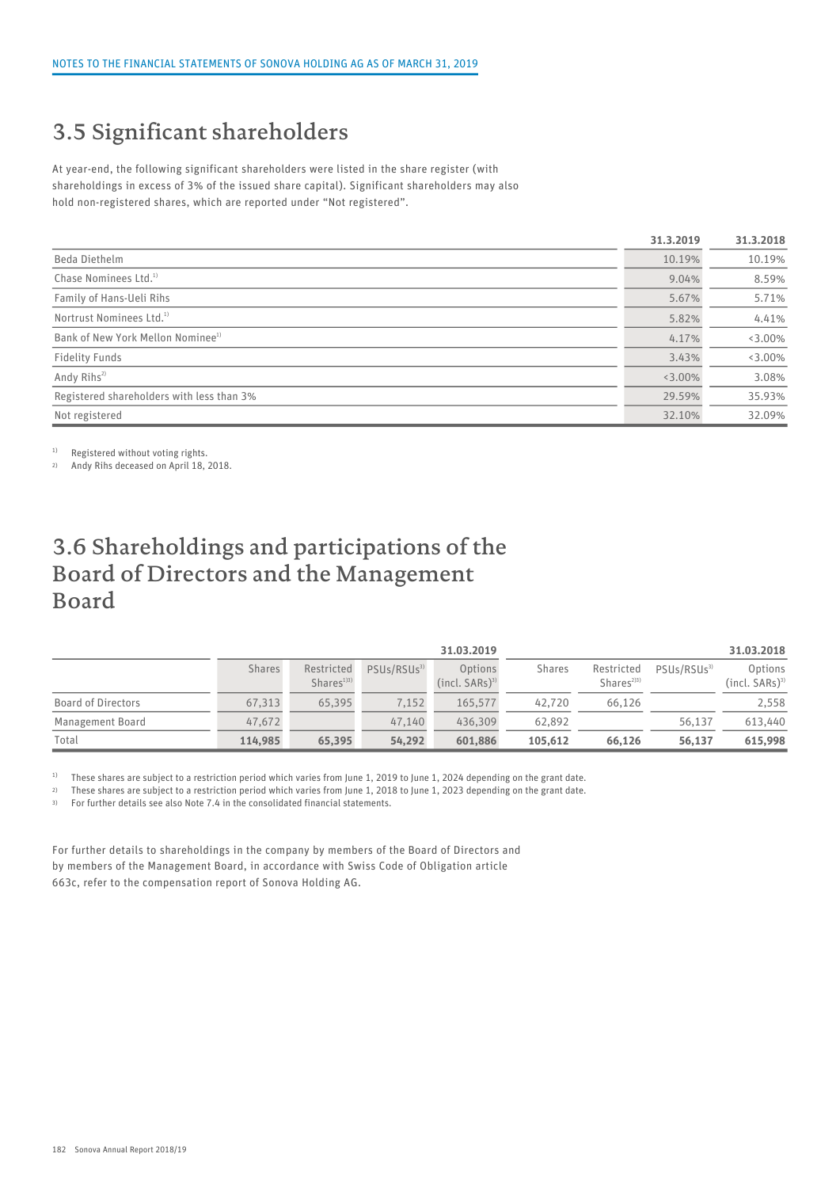## 3.5 Significant shareholders

At year-end, the following significant shareholders were listed in the share register (with shareholdings in excess of 3% of the issued share capital). Significant shareholders may also hold non-registered shares, which are reported under "Not registered".

| | 31.3.2019 | 31.3.2018 |
|---|---|---|
| Beda Diethelm | 10.19% | 10.19% |
| Chase Nominees Ltd.[1] | 9.04% | 8.59% |
| Family of Hans-Ueli Rihs | 5.67% | 5.71% |
| Nortrust Nominees Ltd.[1] | 5.82% | 4.41% |
| Bank of New York Mellon Nominee[1] | 4.17% | <3.00% |
| Fidelity Funds | 3.43% | <3.00% |
| Andy Rihs[2] | <3.00% | 3.08% |
| Registered shareholders with less than 3% | 29.59% | 35.93% |
| Not registered | 32.10% | 32.09% |

[1] Registered without voting rights.
[2] Andy Rihs deceased on April 18, 2018.

## 3.6 Shareholdings and participations of the Board of Directors and the Management Board

| | 31.03.2019 | | | | 31.03.2018 | | | |
|---|---|---|---|---|---|---|---|---|
| | Shares | Restricted Shares[1][3] | PSUs/RSUs[3] | Options (incl. SARs)[3] | Shares | Restricted Shares[2][3] | PSUs/RSUs[3] | Options (incl. SARs)[3] |
| Board of Directors | 67,313 | 65,395 | 7,152 | 165,577 | 42,720 | 66,126 | | 2,558 |
| Management Board | 47,672 | | 47,140 | 436,309 | 62,892 | | 56,137 | 613,440 |
| Total | **114,985** | **65,395** | **54,292** | **601,886** | **105,612** | **66,126** | **56,137** | **615,998** |

[1] These shares are subject to a restriction period which varies from June 1, 2019 to June 1, 2024 depending on the grant date.
[2] These shares are subject to a restriction period which varies from June 1, 2018 to June 1, 2023 depending on the grant date.
[3] For further details see also Note 7.4 in the consolidated financial statements.

For further details to shareholdings in the company by members of the Board of Directors and by members of the Management Board, in accordance with Swiss Code of Obligation article 663c, refer to the compensation report of Sonova Holding AG.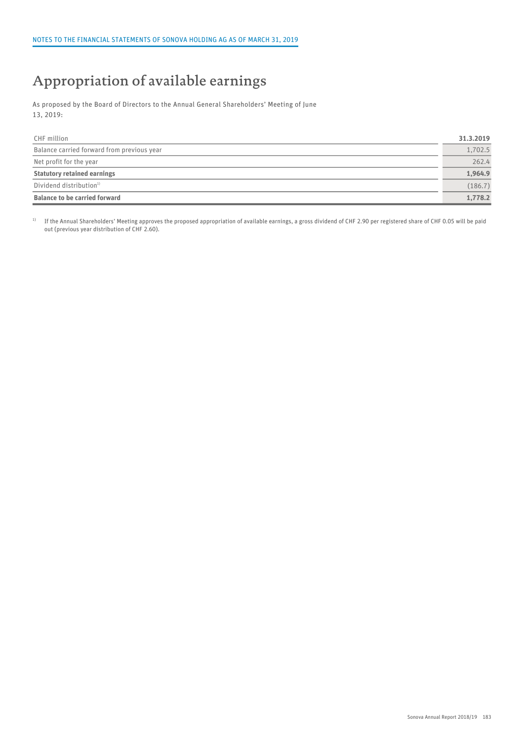NOTES TO THE FINANCIAL STATEMENTS OF SONOVA HOLDING AG AS OF MARCH 31, 2019

# Appropriation of available earnings

As proposed by the Board of Directors to the Annual General Shareholders' Meeting of June 13, 2019:

| CHF million | **31.3.2019** |
|---|---|
| Balance carried forward from previous year | 1,702.5 |
| Net profit for the year | 262.4 |
| **Statutory retained earnings** | **1,964.9** |
| Dividend distribution[1] | (186.7) |
| **Balance to be carried forward** | **1,778.2** |

[1] If the Annual Shareholders' Meeting approves the proposed appropriation of available earnings, a gross dividend of CHF 2.90 per registered share of CHF 0.05 will be paid out (previous year distribution of CHF 2.60).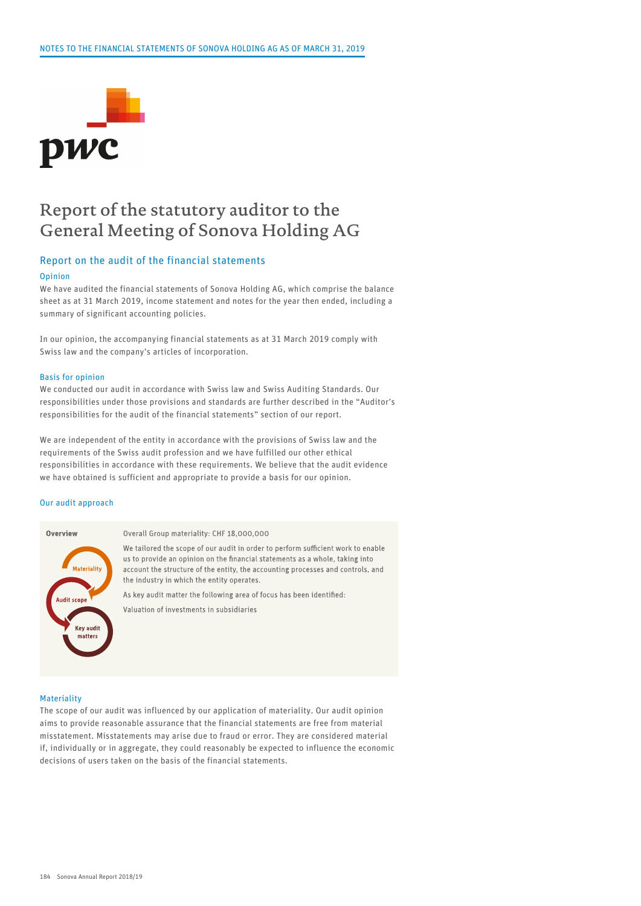# Report of the statutory auditor to the General Meeting of Sonova Holding AG

## Report on the audit of the financial statements

### Opinion

We have audited the financial statements of Sonova Holding AG, which comprise the balance sheet as at 31 March 2019, income statement and notes for the year then ended, including a summary of significant accounting policies.

In our opinion, the accompanying financial statements as at 31 March 2019 comply with Swiss law and the company's articles of incorporation.

### Basis for opinion

We conducted our audit in accordance with Swiss law and Swiss Auditing Standards. Our responsibilities under those provisions and standards are further described in the "Auditor's responsibilities for the audit of the financial statements" section of our report.

We are independent of the entity in accordance with the provisions of Swiss law and the requirements of the Swiss audit profession and we have fulfilled our other ethical responsibilities in accordance with these requirements. We believe that the audit evidence we have obtained is sufficient and appropriate to provide a basis for our opinion.

### Our audit approach

**Overview**

Materiality

Audit scope

Key audit matters

Overall Group materiality: CHF 18,000,000

We tailored the scope of our audit in order to perform sufficient work to enable us to provide an opinion on the financial statements as a whole, taking into account the structure of the entity, the accounting processes and controls, and the industry in which the entity operates.

As key audit matter the following area of focus has been identified:

Valuation of investments in subsidiaries

### Materiality

The scope of our audit was influenced by our application of materiality. Our audit opinion aims to provide reasonable assurance that the financial statements are free from material misstatement. Misstatements may arise due to fraud or error. They are considered material if, individually or in aggregate, they could reasonably be expected to influence the economic decisions of users taken on the basis of the financial statements.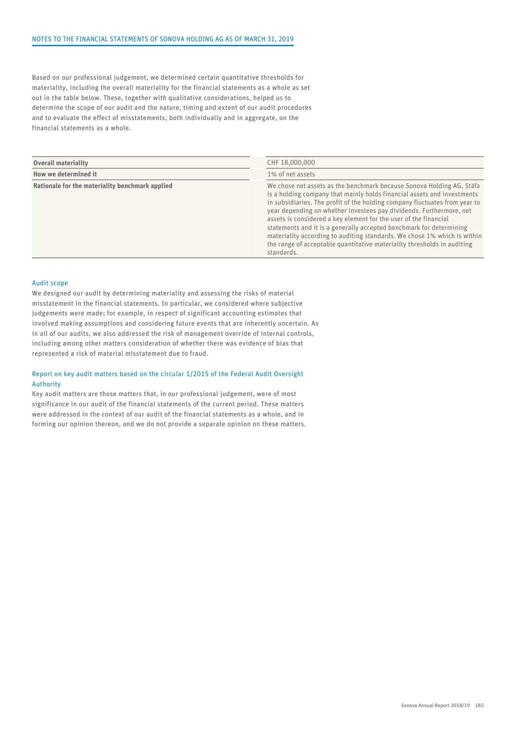Based on our professional judgement, we determined certain quantitative thresholds for materiality, including the overall materiality for the financial statements as a whole as set out in the table below. These, together with qualitative considerations, helped us to determine the scope of our audit and the nature, timing and extent of our audit procedures and to evaluate the effect of misstatements, both individually and in aggregate, on the financial statements as a whole.

| **Overall materiality** | CHF 18,000,000 |
|---|---|
| **How we determined it** | 1% of net assets |
| **Rationale for the materiality benchmark applied** | We chose net assets as the benchmark because Sonova Holding AG, Stäfa is a holding company that mainly holds financial assets and investments in subsidiaries. The profit of the holding company fluctuates from year to year depending on whether investees pay dividends. Furthermore, net assets is considered a key element for the user of the financial statements and it is a generally accepted benchmark for determining materiality according to auditing standards. We chose 1% which is within the range of acceptable quantitative materiality thresholds in auditing standards. |

### Audit scope

We designed our audit by determining materiality and assessing the risks of material misstatement in the financial statements. In particular, we considered where subjective judgements were made; for example, in respect of significant accounting estimates that involved making assumptions and considering future events that are inherently uncertain. As in all of our audits, we also addressed the risk of management override of internal controls, including among other matters consideration of whether there was evidence of bias that represented a risk of material misstatement due to fraud.

### Report on key audit matters based on the circular 1/2015 of the Federal Audit Oversight Authority

Key audit matters are those matters that, in our professional judgement, were of most significance in our audit of the financial statements of the current period. These matters were addressed in the context of our audit of the financial statements as a whole, and in forming our opinion thereon, and we do not provide a separate opinion on these matters.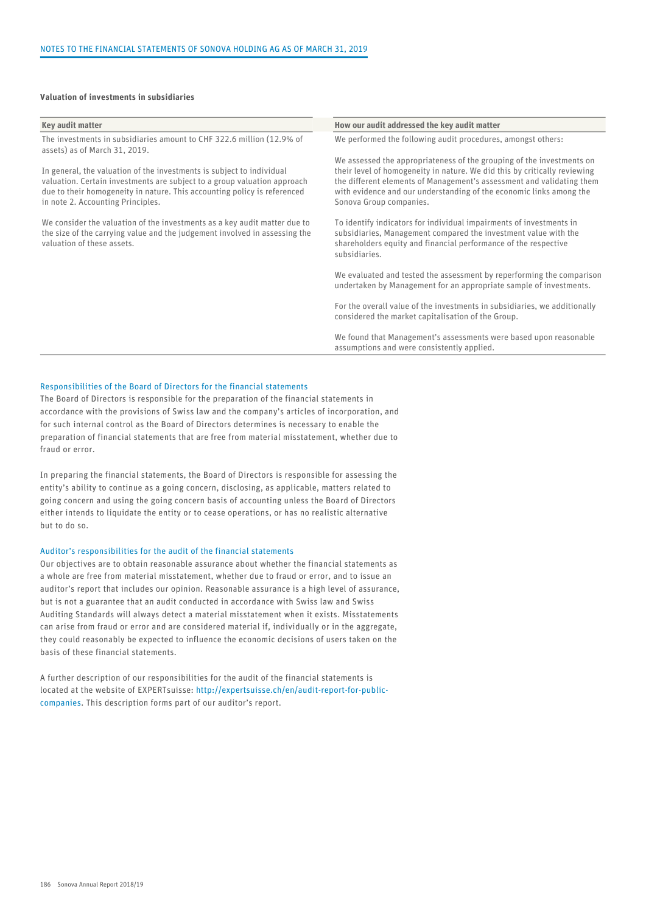### Valuation of investments in subsidiaries

| Key audit matter | How our audit addressed the key audit matter |
|---|---|
| The investments in subsidiaries amount to CHF 322.6 million (12.9% of assets) as of March 31, 2019.<br><br>In general, the valuation of the investments is subject to individual valuation. Certain investments are subject to a group valuation approach due to their homogeneity in nature. This accounting policy is referenced in note 2. Accounting Principles.<br><br>We consider the valuation of the investments as a key audit matter due to the size of the carrying value and the judgement involved in assessing the valuation of these assets. | We performed the following audit procedures, amongst others:<br><br>We assessed the appropriateness of the grouping of the investments on their level of homogeneity in nature. We did this by critically reviewing the different elements of Management's assessment and validating them with evidence and our understanding of the economic links among the Sonova Group companies.<br><br>To identify indicators for individual impairments of investments in subsidiaries, Management compared the investment value with the shareholders equity and financial performance of the respective subsidiaries.<br><br>We evaluated and tested the assessment by reperforming the comparison undertaken by Management for an appropriate sample of investments.<br><br>For the overall value of the investments in subsidiaries, we additionally considered the market capitalisation of the Group.<br><br>We found that Management's assessments were based upon reasonable assumptions and were consistently applied. |

#### Responsibilities of the Board of Directors for the financial statements

The Board of Directors is responsible for the preparation of the financial statements in accordance with the provisions of Swiss law and the company's articles of incorporation, and for such internal control as the Board of Directors determines is necessary to enable the preparation of financial statements that are free from material misstatement, whether due to fraud or error.

In preparing the financial statements, the Board of Directors is responsible for assessing the entity's ability to continue as a going concern, disclosing, as applicable, matters related to going concern and using the going concern basis of accounting unless the Board of Directors either intends to liquidate the entity or to cease operations, or has no realistic alternative but to do so.

#### Auditor's responsibilities for the audit of the financial statements

Our objectives are to obtain reasonable assurance about whether the financial statements as a whole are free from material misstatement, whether due to fraud or error, and to issue an auditor's report that includes our opinion. Reasonable assurance is a high level of assurance, but is not a guarantee that an audit conducted in accordance with Swiss law and Swiss Auditing Standards will always detect a material misstatement when it exists. Misstatements can arise from fraud or error and are considered material if, individually or in the aggregate, they could reasonably be expected to influence the economic decisions of users taken on the basis of these financial statements.

A further description of our responsibilities for the audit of the financial statements is located at the website of EXPERTsuisse: http://expertsuisse.ch/en/audit-report-for-public-companies. This description forms part of our auditor's report.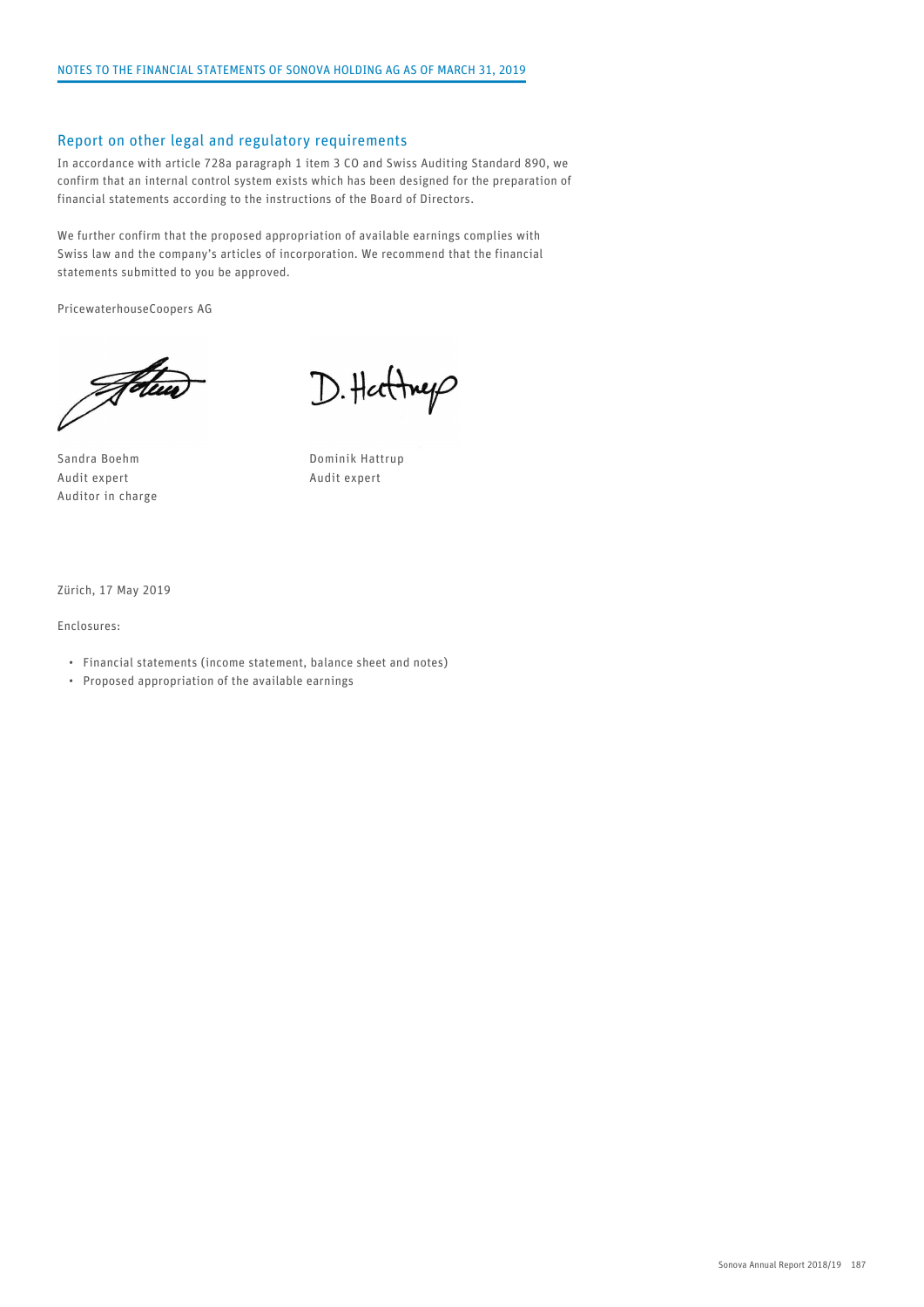## Report on other legal and regulatory requirements

In accordance with article 728a paragraph 1 item 3 CO and Swiss Auditing Standard 890, we confirm that an internal control system exists which has been designed for the preparation of financial statements according to the instructions of the Board of Directors.

We further confirm that the proposed appropriation of available earnings complies with Swiss law and the company's articles of incorporation. We recommend that the financial statements submitted to you be approved.

PricewaterhouseCoopers AG

| | |
|---|---|
| Sandra Boehm<br>Audit expert<br>Auditor in charge | Dominik Hattrup<br>Audit expert |

Zürich, 17 May 2019

Enclosures:

- Financial statements (income statement, balance sheet and notes)
- Proposed appropriation of the available earnings